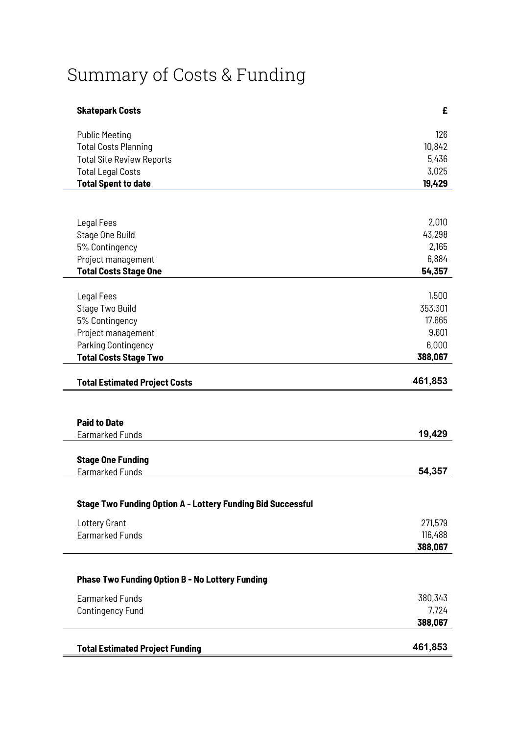# Summary of Costs & Funding

| Skatepark Costs | £ |
|---|---|
| Public Meeting | 126 |
| Total Costs Planning | 10,842 |
| Total Site Review Reports | 5,436 |
| Total Legal Costs | 3,025 |
| **Total Spent to date** | **19,429** |
| | |
| Legal Fees | 2,010 |
| Stage One Build | 43,298 |
| 5% Contingency | 2,165 |
| Project management | 6,884 |
| **Total Costs Stage One** | **54,357** |
| | |
| Legal Fees | 1,500 |
| Stage Two Build | 353,301 |
| 5% Contingency | 17,665 |
| Project management | 9,601 |
| Parking Contingency | 6,000 |
| **Total Costs Stage Two** | **388,067** |
| | |
| **Total Estimated Project Costs** | **461,853** |
| | |
| **Paid to Date** | |
| Earmarked Funds | **19,429** |
| | |
| **Stage One Funding** | |
| Earmarked Funds | **54,357** |
| | |
| **Stage Two Funding Option A - Lottery Funding Bid Successful** | |
| Lottery Grant | 271,579 |
| Earmarked Funds | 116,488 |
| | **388,067** |
| | |
| **Phase Two Funding Option B - No Lottery Funding** | |
| Earmarked Funds | 380,343 |
| Contingency Fund | 7,724 |
| | **388,067** |
| | |
| **Total Estimated Project Funding** | **461,853** |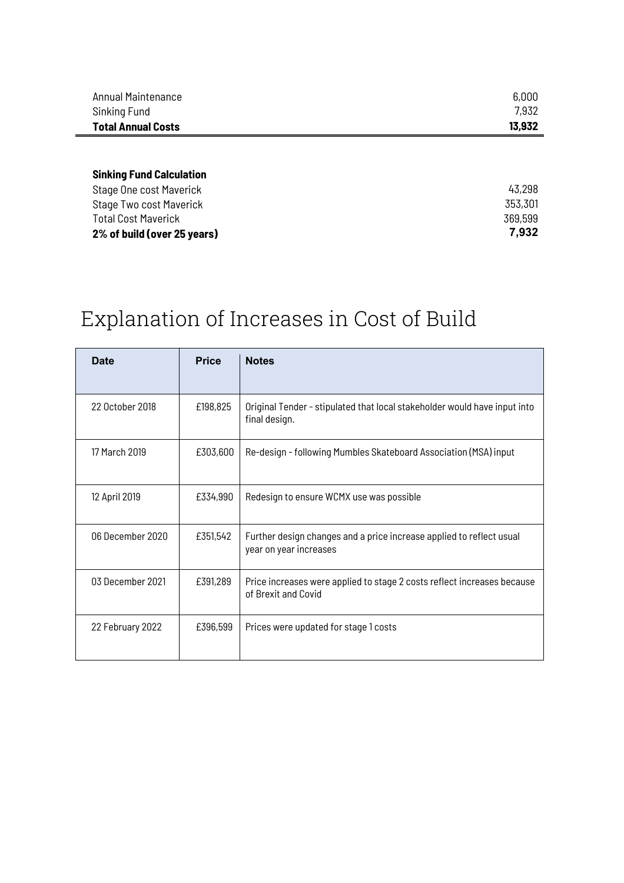| | |
|---|---|
| Annual Maintenance | 6,000 |
| Sinking Fund | 7,932 |
| **Total Annual Costs** | **13,932** |

| **Sinking Fund Calculation** | |
|---|---|
| Stage One cost Maverick | 43,298 |
| Stage Two cost Maverick | 353,301 |
| Total Cost Maverick | 369,599 |
| **2% of build (over 25 years)** | **7,932** |

# Explanation of Increases in Cost of Build

| Date | Price | Notes |
|---|---|---|
| 22 October 2018 | £198,825 | Original Tender - stipulated that local stakeholder would have input into final design. |
| 17 March 2019 | £303,600 | Re-design - following Mumbles Skateboard Association (MSA) input |
| 12 April 2019 | £334,990 | Redesign to ensure WCMX use was possible |
| 06 December 2020 | £351,542 | Further design changes and a price increase applied to reflect usual year on year increases |
| 03 December 2021 | £391,289 | Price increases were applied to stage 2 costs reflect increases because of Brexit and Covid |
| 22 February 2022 | £396,599 | Prices were updated for stage 1 costs |